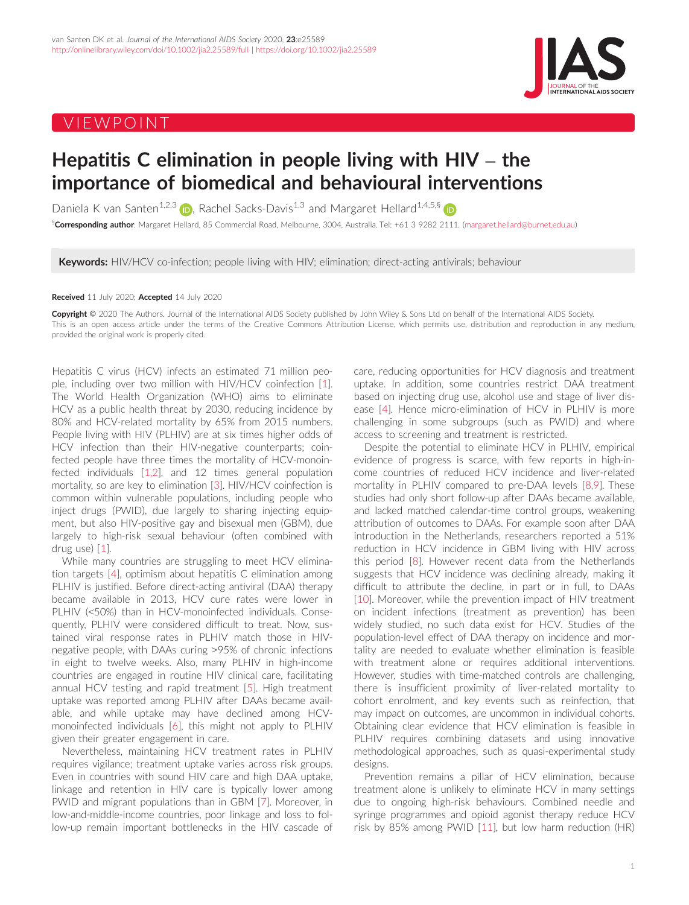VIEWPOINT

# Hepatitis C elimination in people living with HIV – the importance of biomedical and behavioural interventions

Daniela K van Santen[1,2,3], Rachel Sacks-Davis[1,3] and Margaret Hellard[1,4,5,§]

[§]**Corresponding author**: Margaret Hellard, 85 Commercial Road, Melbourne, 3004, Australia. Tel: +61 3 9282 2111. (margaret.hellard@burnet.edu.au)

**Keywords:** HIV/HCV co-infection; people living with HIV; elimination; direct-acting antivirals; behaviour

**Received** 11 July 2020; **Accepted** 14 July 2020

**Copyright** © 2020 The Authors. Journal of the International AIDS Society published by John Wiley & Sons Ltd on behalf of the International AIDS Society. This is an open access article under the terms of the Creative Commons Attribution License, which permits use, distribution and reproduction in any medium, provided the original work is properly cited.

Hepatitis C virus (HCV) infects an estimated 71 million people, including over two million with HIV/HCV coinfection [1]. The World Health Organization (WHO) aims to eliminate HCV as a public health threat by 2030, reducing incidence by 80% and HCV-related mortality by 65% from 2015 numbers. People living with HIV (PLHIV) are at six times higher odds of HCV infection than their HIV-negative counterparts; coinfected people have three times the mortality of HCV-monoinfected individuals [1,2], and 12 times general population mortality, so are key to elimination [3]. HIV/HCV coinfection is common within vulnerable populations, including people who inject drugs (PWID), due largely to sharing injecting equipment, but also HIV-positive gay and bisexual men (GBM), due largely to high-risk sexual behaviour (often combined with drug use) [1].

While many countries are struggling to meet HCV elimination targets [4], optimism about hepatitis C elimination among PLHIV is justified. Before direct-acting antiviral (DAA) therapy became available in 2013, HCV cure rates were lower in PLHIV (<50%) than in HCV-monoinfected individuals. Consequently, PLHIV were considered difficult to treat. Now, sustained viral response rates in PLHIV match those in HIV-negative people, with DAAs curing >95% of chronic infections in eight to twelve weeks. Also, many PLHIV in high-income countries are engaged in routine HIV clinical care, facilitating annual HCV testing and rapid treatment [5]. High treatment uptake was reported among PLHIV after DAAs became available, and while uptake may have declined among HCV-monoinfected individuals [6], this might not apply to PLHIV given their greater engagement in care.

Nevertheless, maintaining HCV treatment rates in PLHIV requires vigilance; treatment uptake varies across risk groups. Even in countries with sound HIV care and high DAA uptake, linkage and retention in HIV care is typically lower among PWID and migrant populations than in GBM [7]. Moreover, in low-and-middle-income countries, poor linkage and loss to follow-up remain important bottlenecks in the HIV cascade of care, reducing opportunities for HCV diagnosis and treatment uptake. In addition, some countries restrict DAA treatment based on injecting drug use, alcohol use and stage of liver disease [4]. Hence micro-elimination of HCV in PLHIV is more challenging in some subgroups (such as PWID) and where access to screening and treatment is restricted.

Despite the potential to eliminate HCV in PLHIV, empirical evidence of progress is scarce, with few reports in high-income countries of reduced HCV incidence and liver-related mortality in PLHIV compared to pre-DAA levels [8,9]. These studies had only short follow-up after DAAs became available, and lacked matched calendar-time control groups, weakening attribution of outcomes to DAAs. For example soon after DAA introduction in the Netherlands, researchers reported a 51% reduction in HCV incidence in GBM living with HIV across this period [8]. However recent data from the Netherlands suggests that HCV incidence was declining already, making it difficult to attribute the decline, in part or in full, to DAAs [10]. Moreover, while the prevention impact of HIV treatment on incident infections (treatment as prevention) has been widely studied, no such data exist for HCV. Studies of the population-level effect of DAA therapy on incidence and mortality are needed to evaluate whether elimination is feasible with treatment alone or requires additional interventions. However, studies with time-matched controls are challenging, there is insufficient proximity of liver-related mortality to cohort enrolment, and key events such as reinfection, that may impact on outcomes, are uncommon in individual cohorts. Obtaining clear evidence that HCV elimination is feasible in PLHIV requires combining datasets and using innovative methodological approaches, such as quasi-experimental study designs.

Prevention remains a pillar of HCV elimination, because treatment alone is unlikely to eliminate HCV in many settings due to ongoing high-risk behaviours. Combined needle and syringe programmes and opioid agonist therapy reduce HCV risk by 85% among PWID [11], but low harm reduction (HR)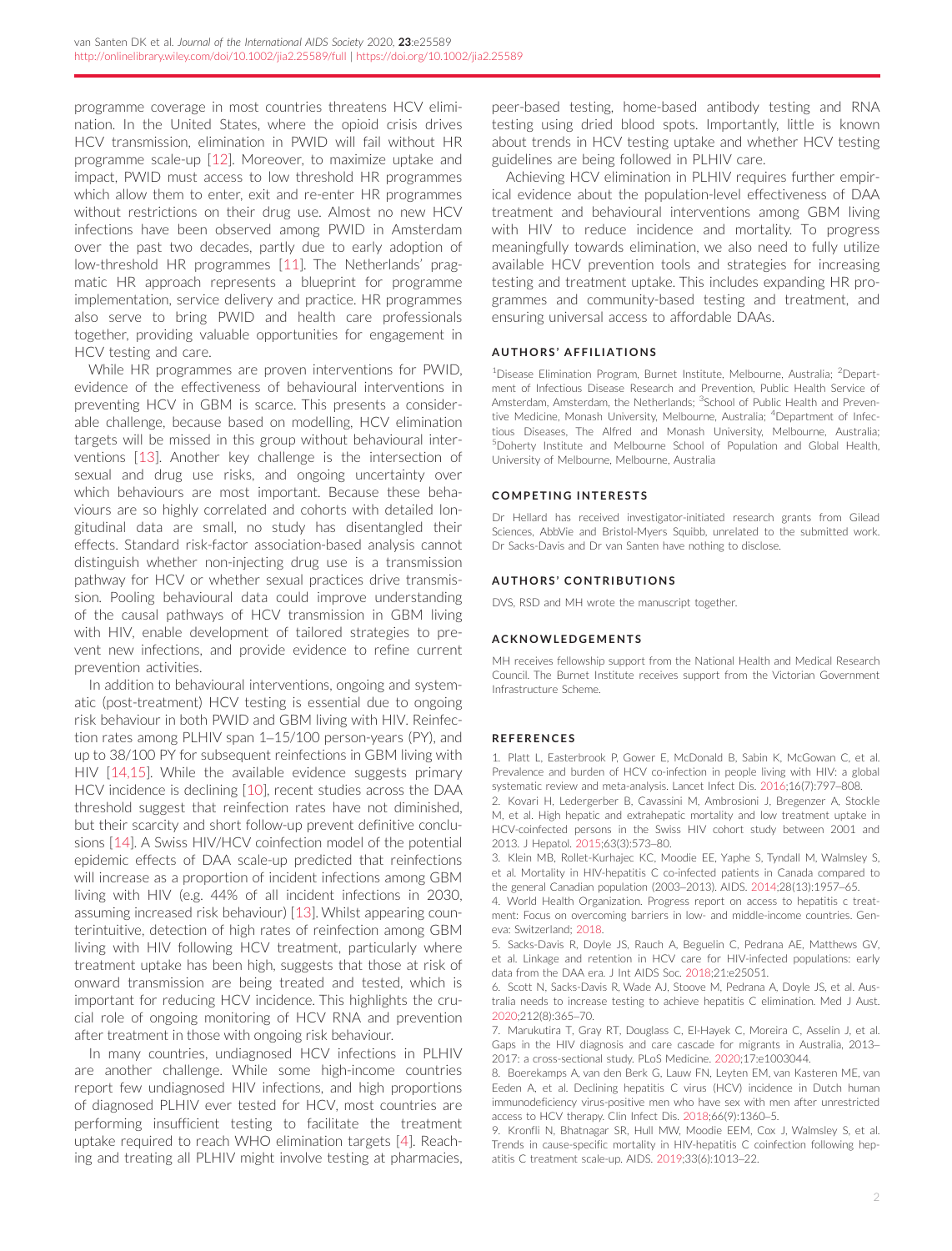programme coverage in most countries threatens HCV elimination. In the United States, where the opioid crisis drives HCV transmission, elimination in PWID will fail without HR programme scale-up [12]. Moreover, to maximize uptake and impact, PWID must access to low threshold HR programmes which allow them to enter, exit and re-enter HR programmes without restrictions on their drug use. Almost no new HCV infections have been observed among PWID in Amsterdam over the past two decades, partly due to early adoption of low-threshold HR programmes [11]. The Netherlands' pragmatic HR approach represents a blueprint for programme implementation, service delivery and practice. HR programmes also serve to bring PWID and health care professionals together, providing valuable opportunities for engagement in HCV testing and care.

While HR programmes are proven interventions for PWID, evidence of the effectiveness of behavioural interventions in preventing HCV in GBM is scarce. This presents a considerable challenge, because based on modelling, HCV elimination targets will be missed in this group without behavioural interventions [13]. Another key challenge is the intersection of sexual and drug use risks, and ongoing uncertainty over which behaviours are most important. Because these behaviours are so highly correlated and cohorts with detailed longitudinal data are small, no study has disentangled their effects. Standard risk-factor association-based analysis cannot distinguish whether non-injecting drug use is a transmission pathway for HCV or whether sexual practices drive transmission. Pooling behavioural data could improve understanding of the causal pathways of HCV transmission in GBM living with HIV, enable development of tailored strategies to prevent new infections, and provide evidence to refine current prevention activities.

In addition to behavioural interventions, ongoing and systematic (post-treatment) HCV testing is essential due to ongoing risk behaviour in both PWID and GBM living with HIV. Reinfection rates among PLHIV span 1–15/100 person-years (PY), and up to 38/100 PY for subsequent reinfections in GBM living with HIV [14,15]. While the available evidence suggests primary HCV incidence is declining [10], recent studies across the DAA threshold suggest that reinfection rates have not diminished, but their scarcity and short follow-up prevent definitive conclusions [14]. A Swiss HIV/HCV coinfection model of the potential epidemic effects of DAA scale-up predicted that reinfections will increase as a proportion of incident infections among GBM living with HIV (e.g. 44% of all incident infections in 2030, assuming increased risk behaviour) [13]. Whilst appearing counterintuitive, detection of high rates of reinfection among GBM living with HIV following HCV treatment, particularly where treatment uptake has been high, suggests that those at risk of onward transmission are being treated and tested, which is important for reducing HCV incidence. This highlights the crucial role of ongoing monitoring of HCV RNA and prevention after treatment in those with ongoing risk behaviour.

In many countries, undiagnosed HCV infections in PLHIV are another challenge. While some high-income countries report few undiagnosed HIV infections, and high proportions of diagnosed PLHIV ever tested for HCV, most countries are performing insufficient testing to facilitate the treatment uptake required to reach WHO elimination targets [4]. Reaching and treating all PLHIV might involve testing at pharmacies, peer-based testing, home-based antibody testing and RNA testing using dried blood spots. Importantly, little is known about trends in HCV testing uptake and whether HCV testing guidelines are being followed in PLHIV care.

Achieving HCV elimination in PLHIV requires further empirical evidence about the population-level effectiveness of DAA treatment and behavioural interventions among GBM living with HIV to reduce incidence and mortality. To progress meaningfully towards elimination, we also need to fully utilize available HCV prevention tools and strategies for increasing testing and treatment uptake. This includes expanding HR programmes and community-based testing and treatment, and ensuring universal access to affordable DAAs.

## AUTHORS' AFFILIATIONS

[1]Disease Elimination Program, Burnet Institute, Melbourne, Australia; [2]Department of Infectious Disease Research and Prevention, Public Health Service of Amsterdam, Amsterdam, the Netherlands; [3]School of Public Health and Preventive Medicine, Monash University, Melbourne, Australia; [4]Department of Infectious Diseases, The Alfred and Monash University, Melbourne, Australia; [5]Doherty Institute and Melbourne School of Population and Global Health, University of Melbourne, Melbourne, Australia

## COMPETING INTERESTS

Dr Hellard has received investigator-initiated research grants from Gilead Sciences, AbbVie and Bristol-Myers Squibb, unrelated to the submitted work. Dr Sacks-Davis and Dr van Santen have nothing to disclose.

## AUTHORS' CONTRIBUTIONS

DVS, RSD and MH wrote the manuscript together.

## ACKNOWLEDGEMENTS

MH receives fellowship support from the National Health and Medical Research Council. The Burnet Institute receives support from the Victorian Government Infrastructure Scheme.

## REFERENCES

1. Platt L, Easterbrook P, Gower E, McDonald B, Sabin K, McGowan C, et al. Prevalence and burden of HCV co-infection in people living with HIV: a global systematic review and meta-analysis. Lancet Infect Dis. 2016;16(7):797–808.
2. Kovari H, Ledergerber B, Cavassini M, Ambrosioni J, Bregenzer A, Stockle M, et al. High hepatic and extrahepatic mortality and low treatment uptake in HCV-coinfected persons in the Swiss HIV cohort study between 2001 and 2013. J Hepatol. 2015;63(3):573–80.
3. Klein MB, Rollet-Kurhajec KC, Moodie EE, Yaphe S, Tyndall M, Walmsley S, et al. Mortality in HIV-hepatitis C co-infected patients in Canada compared to the general Canadian population (2003–2013). AIDS. 2014;28(13):1957–65.
4. World Health Organization. Progress report on access to hepatitis c treatment: Focus on overcoming barriers in low- and middle-income countries. Geneva: Switzerland; 2018.
5. Sacks-Davis R, Doyle JS, Rauch A, Beguelin C, Pedrana AE, Matthews GV, et al. Linkage and retention in HCV care for HIV-infected populations: early data from the DAA era. J Int AIDS Soc. 2018;21:e25051.
6. Scott N, Sacks-Davis R, Wade AJ, Stoove M, Pedrana A, Doyle JS, et al. Australia needs to increase testing to achieve hepatitis C elimination. Med J Aust. 2020;212(8):365–70.
7. Marukutira T, Gray RT, Douglass C, El-Hayek C, Moreira C, Asselin J, et al. Gaps in the HIV diagnosis and care cascade for migrants in Australia, 2013–2017: a cross-sectional study. PLoS Medicine. 2020;17:e1003044.
8. Boerekamps A, van den Berk G, Lauw FN, Leyten EM, van Kasteren ME, van Eeden A, et al. Declining hepatitis C virus (HCV) incidence in Dutch human immunodeficiency virus-positive men who have sex with men after unrestricted access to HCV therapy. Clin Infect Dis. 2018;66(9):1360–5.
9. Kronfli N, Bhatnagar SR, Hull MW, Moodie EEM, Cox J, Walmsley S, et al. Trends in cause-specific mortality in HIV-hepatitis C coinfection following hepatitis C treatment scale-up. AIDS. 2019;33(6):1013–22.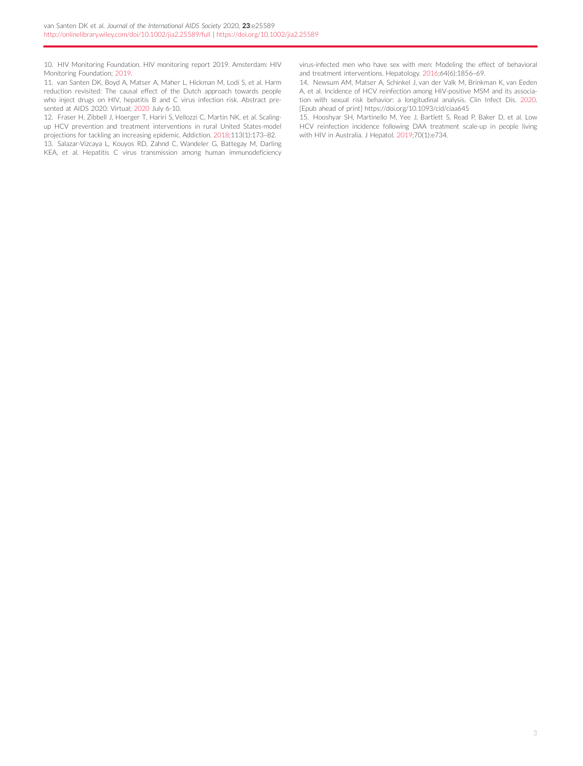10. HIV Monitoring Foundation. HIV monitoring report 2019. Amsterdam: HIV Monitoring Foundation; 2019.

11. van Santen DK, Boyd A, Matser A, Maher L, Hickman M, Lodi S, et al. Harm reduction revisited: The causal effect of the Dutch approach towards people who inject drugs on HIV, hepatitis B and C virus infection risk. Abstract presented at AIDS 2020: Virtual; 2020 July 6-10.

12. Fraser H, Zibbell J, Hoerger T, Hariri S, Vellozzi C, Martin NK, et al. Scaling-up HCV prevention and treatment interventions in rural United States-model projections for tackling an increasing epidemic. Addiction. 2018;113(1):173–82.

13. Salazar-Vizcaya L, Kouyos RD, Zahnd C, Wandeler G, Battegay M, Darling KEA, et al. Hepatitis C virus transmission among human immunodeficiency virus-infected men who have sex with men: Modeling the effect of behavioral and treatment interventions. Hepatology. 2016;64(6):1856–69.

14. Newsum AM, Matser A, Schinkel J, van der Valk M, Brinkman K, van Eeden A, et al. Incidence of HCV reinfection among HIV-positive MSM and its association with sexual risk behavior: a longitudinal analysis. Clin Infect Dis. 2020. [Epub ahead of print] https://doi.org/10.1093/cid/ciaa645

15. Hooshyar SH, Martinello M, Yee J, Bartlett S, Read P, Baker D, et al. Low HCV reinfection incidence following DAA treatment scale-up in people living with HIV in Australia. J Hepatol. 2019;70(1):e734.